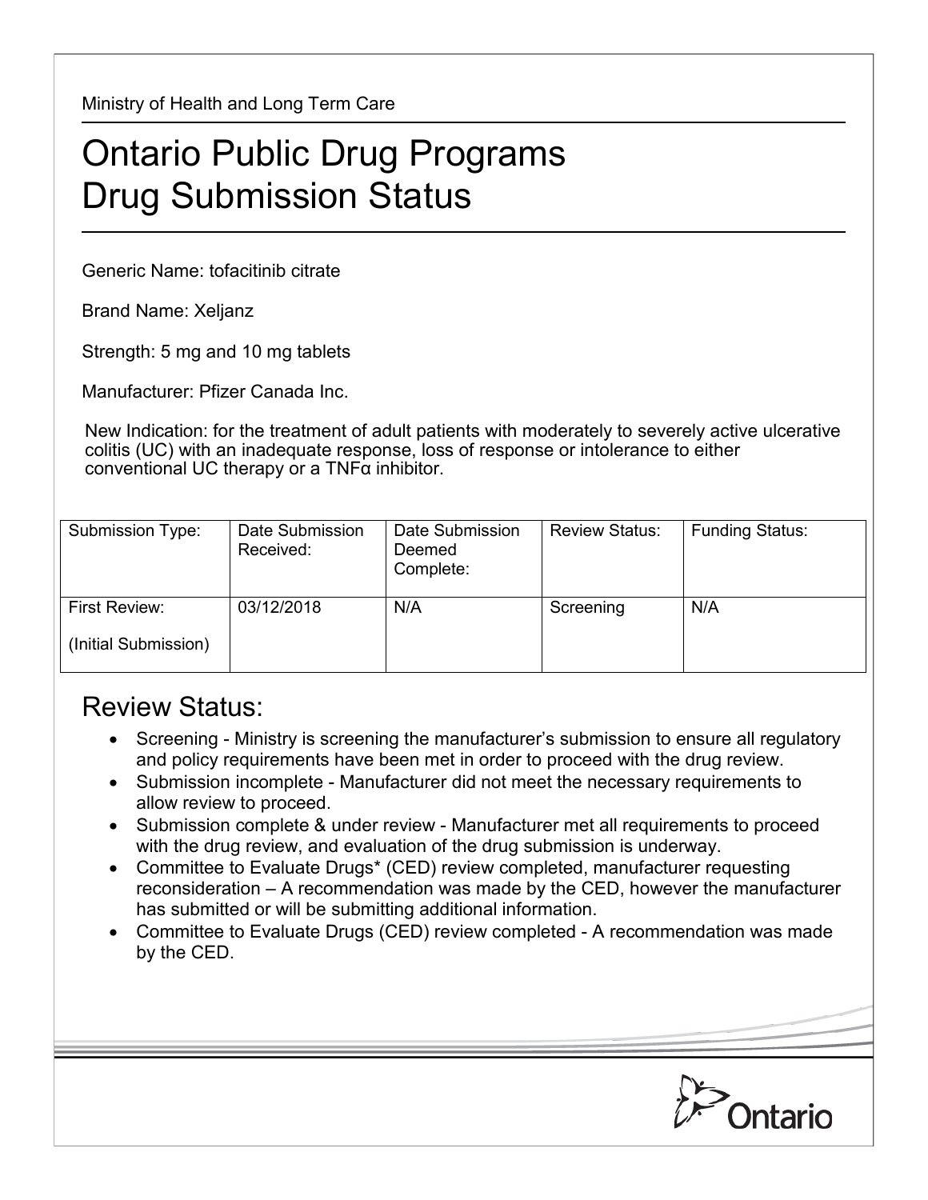Ministry of Health and Long Term Care

# Ontario Public Drug Programs Drug Submission Status

Generic Name: tofacitinib citrate

Brand Name: Xeljanz

Strength: 5 mg and 10 mg tablets

Manufacturer: Pfizer Canada Inc.

New Indication: for the treatment of adult patients with moderately to severely active ulcerative colitis (UC) with an inadequate response, loss of response or intolerance to either conventional UC therapy or a TNFα inhibitor.

| Submission Type: | Date Submission Received: | Date Submission Deemed Complete: | Review Status: | Funding Status: |
|---|---|---|---|---|
| First Review: (Initial Submission) | 03/12/2018 | N/A | Screening | N/A |

## Review Status:

- Screening - Ministry is screening the manufacturer's submission to ensure all regulatory and policy requirements have been met in order to proceed with the drug review.
- Submission incomplete - Manufacturer did not meet the necessary requirements to allow review to proceed.
- Submission complete & under review - Manufacturer met all requirements to proceed with the drug review, and evaluation of the drug submission is underway.
- Committee to Evaluate Drugs* (CED) review completed, manufacturer requesting reconsideration – A recommendation was made by the CED, however the manufacturer has submitted or will be submitting additional information.
- Committee to Evaluate Drugs (CED) review completed - A recommendation was made by the CED.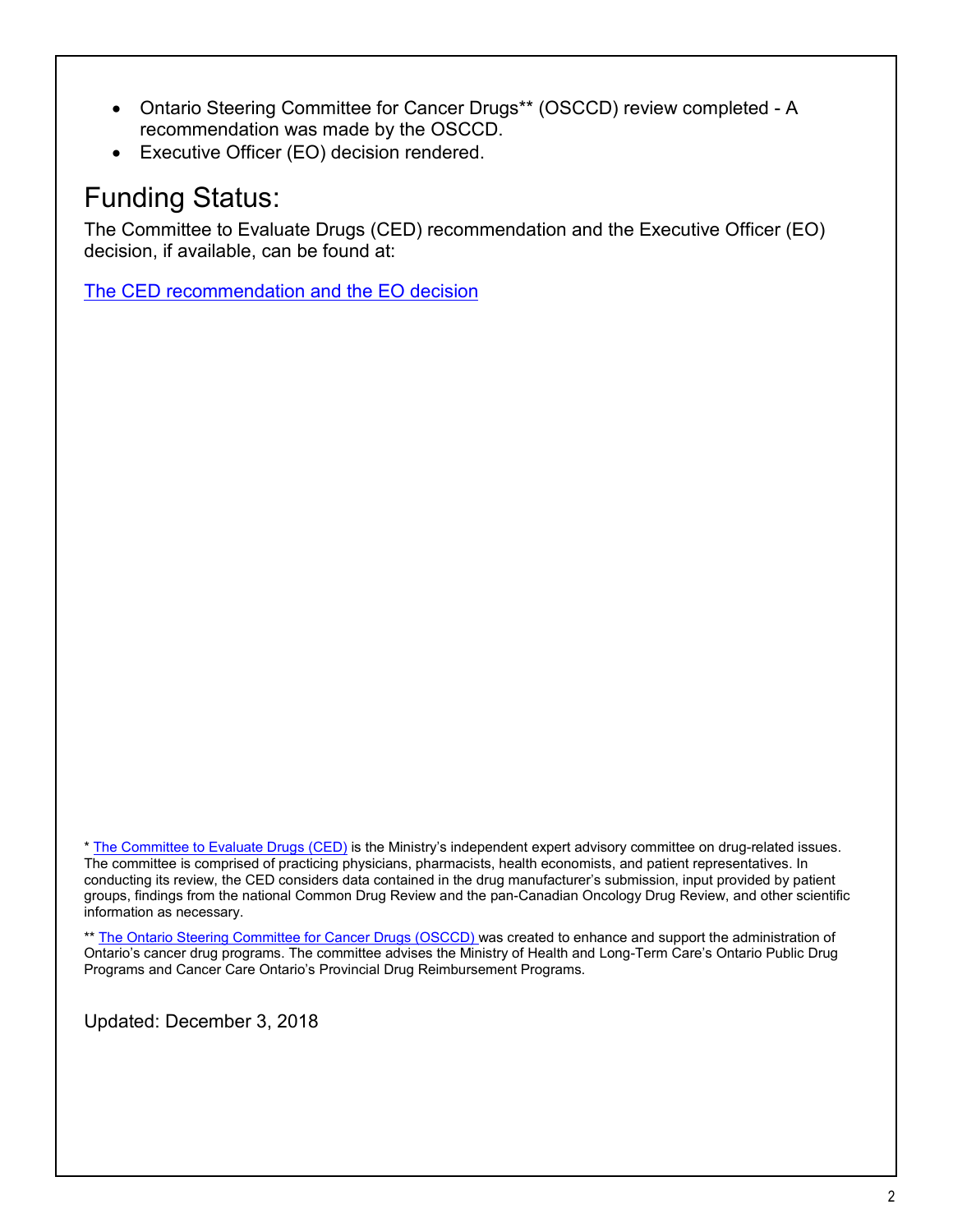- Ontario Steering Committee for Cancer Drugs** (OSCCD) review completed - A recommendation was made by the OSCCD.
- Executive Officer (EO) decision rendered.

# Funding Status:

The Committee to Evaluate Drugs (CED) recommendation and the Executive Officer (EO) decision, if available, can be found at:

[The CED recommendation and the EO decision]

* The Committee to Evaluate Drugs (CED) is the Ministry's independent expert advisory committee on drug-related issues. The committee is comprised of practicing physicians, pharmacists, health economists, and patient representatives. In conducting its review, the CED considers data contained in the drug manufacturer's submission, input provided by patient groups, findings from the national Common Drug Review and the pan-Canadian Oncology Drug Review, and other scientific information as necessary.

** The Ontario Steering Committee for Cancer Drugs (OSCCD) was created to enhance and support the administration of Ontario's cancer drug programs. The committee advises the Ministry of Health and Long-Term Care's Ontario Public Drug Programs and Cancer Care Ontario's Provincial Drug Reimbursement Programs.

Updated: December 3, 2018